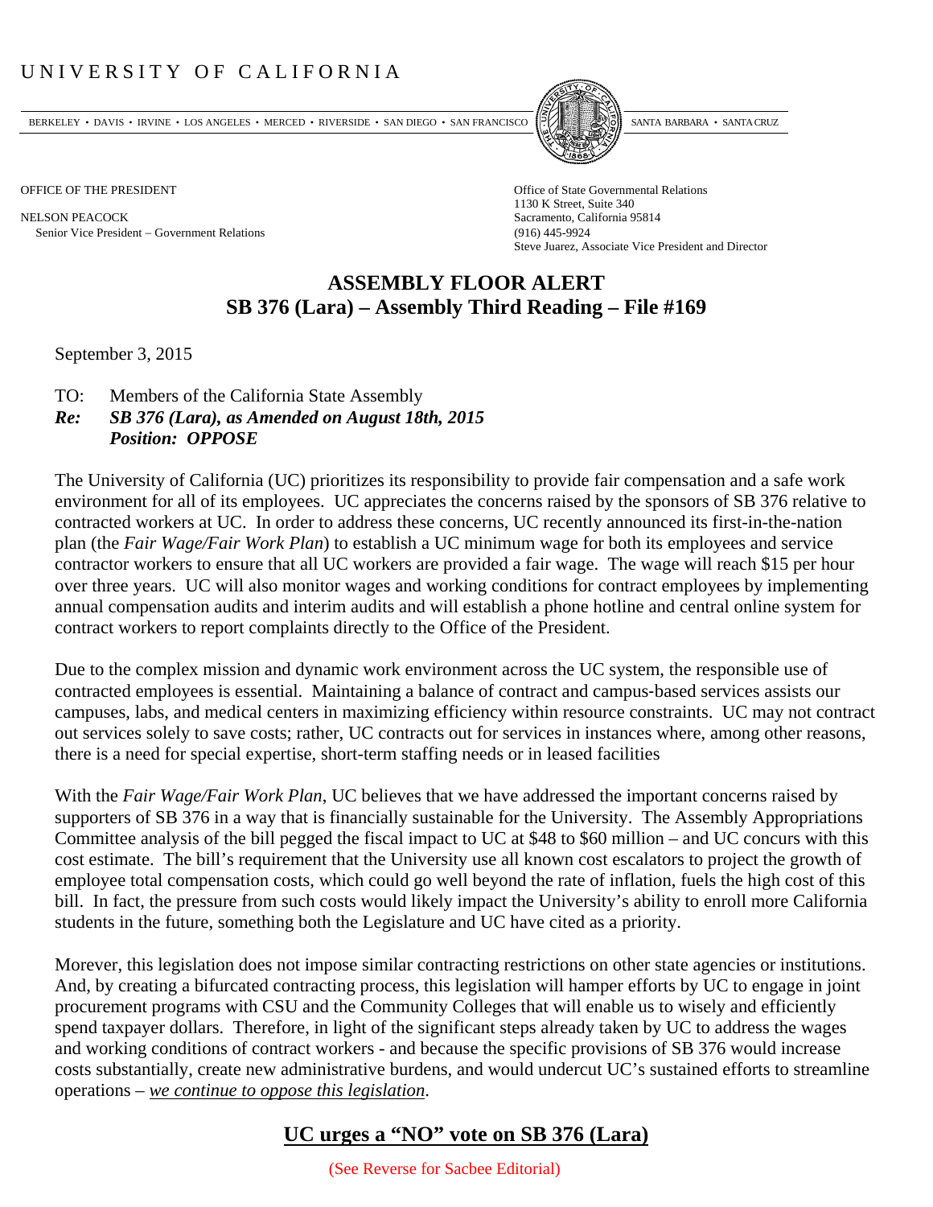# UNIVERSITY OF CALIFORNIA

BERKELEY • DAVIS • IRVINE • LOS ANGELES • MERCED • RIVERSIDE • SAN DIEGO • SAN FRANCISCO SANTA BARBARA • SANTA CRUZ

OFFICE OF THE PRESIDENT

NELSON PEACOCK
Senior Vice President – Government Relations

Office of State Governmental Relations
1130 K Street, Suite 340
Sacramento, California 95814
(916) 445-9924
Steve Juarez, Associate Vice President and Director

## ASSEMBLY FLOOR ALERT
## SB 376 (Lara) – Assembly Third Reading – File #169

September 3, 2015

TO: Members of the California State Assembly
***Re: SB 376 (Lara), as Amended on August 18th, 2015***
***Position: OPPOSE***

The University of California (UC) prioritizes its responsibility to provide fair compensation and a safe work environment for all of its employees. UC appreciates the concerns raised by the sponsors of SB 376 relative to contracted workers at UC. In order to address these concerns, UC recently announced its first-in-the-nation plan (the *Fair Wage/Fair Work Plan*) to establish a UC minimum wage for both its employees and service contractor workers to ensure that all UC workers are provided a fair wage. The wage will reach $15 per hour over three years. UC will also monitor wages and working conditions for contract employees by implementing annual compensation audits and interim audits and will establish a phone hotline and central online system for contract workers to report complaints directly to the Office of the President.

Due to the complex mission and dynamic work environment across the UC system, the responsible use of contracted employees is essential. Maintaining a balance of contract and campus-based services assists our campuses, labs, and medical centers in maximizing efficiency within resource constraints. UC may not contract out services solely to save costs; rather, UC contracts out for services in instances where, among other reasons, there is a need for special expertise, short-term staffing needs or in leased facilities

With the *Fair Wage/Fair Work Plan*, UC believes that we have addressed the important concerns raised by supporters of SB 376 in a way that is financially sustainable for the University. The Assembly Appropriations Committee analysis of the bill pegged the fiscal impact to UC at $48 to $60 million – and UC concurs with this cost estimate. The bill's requirement that the University use all known cost escalators to project the growth of employee total compensation costs, which could go well beyond the rate of inflation, fuels the high cost of this bill. In fact, the pressure from such costs would likely impact the University's ability to enroll more California students in the future, something both the Legislature and UC have cited as a priority.

Morever, this legislation does not impose similar contracting restrictions on other state agencies or institutions. And, by creating a bifurcated contracting process, this legislation will hamper efforts by UC to engage in joint procurement programs with CSU and the Community Colleges that will enable us to wisely and efficiently spend taxpayer dollars. Therefore, in light of the significant steps already taken by UC to address the wages and working conditions of contract workers - and because the specific provisions of SB 376 would increase costs substantially, create new administrative burdens, and would undercut UC's sustained efforts to streamline operations – *we continue to oppose this legislation*.

## UC urges a "NO" vote on SB 376 (Lara)

(See Reverse for Sacbee Editorial)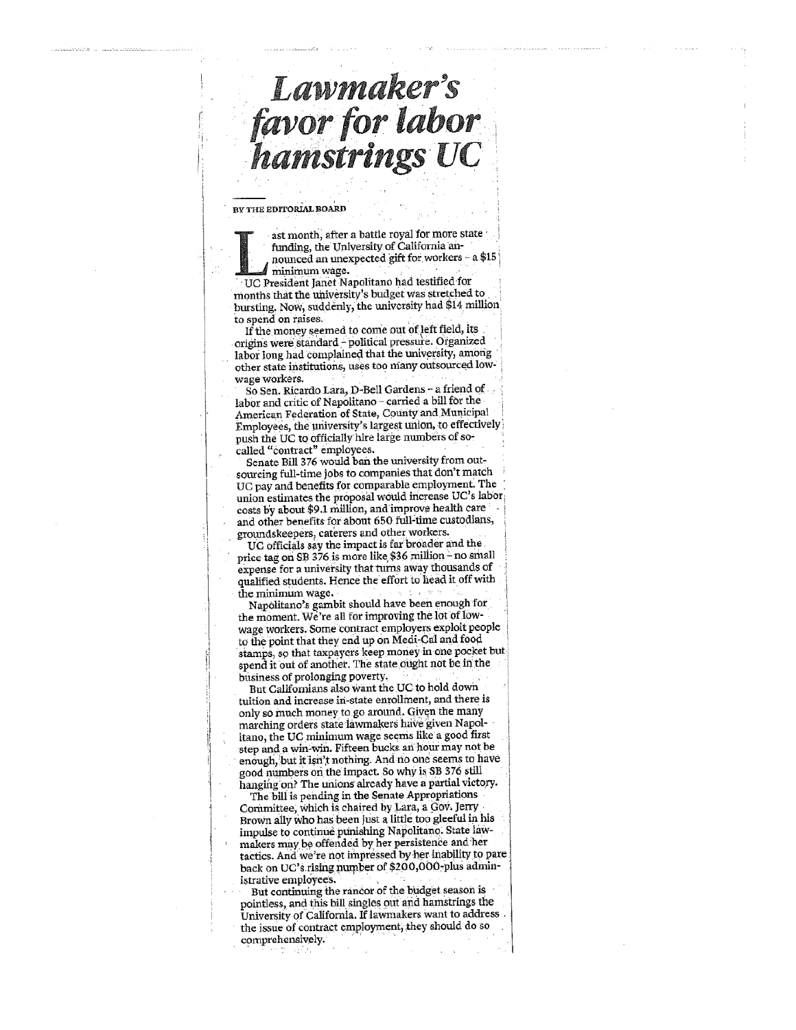# Lawmaker's favor for labor hamstrings UC

BY THE EDITORIAL BOARD

Last month, after a battle royal for more state funding, the University of California announced an unexpected gift for workers – a $15 minimum wage.

UC President Janet Napolitano had testified for months that the university's budget was stretched to bursting. Now, suddenly, the university had $14 million to spend on raises.

If the money seemed to come out of left field, its origins were standard – political pressure. Organized labor long had complained that the university, among other state institutions, uses too many outsourced low-wage workers.

So Sen. Ricardo Lara, D-Bell Gardens – a friend of labor and critic of Napolitano – carried a bill for the American Federation of State, County and Municipal Employees, the university's largest union, to effectively push the UC to officially hire large numbers of so-called "contract" employees.

Senate Bill 376 would ban the university from outsourcing full-time jobs to companies that don't match UC pay and benefits for comparable employment. The union estimates the proposal would increase UC's labor costs by about $9.1 million, and improve health care and other benefits for about 650 full-time custodians, groundskeepers, caterers and other workers.

UC officials say the impact is far broader and the price tag on SB 376 is more like $36 million – no small expense for a university that turns away thousands of qualified students. Hence the effort to head it off with the minimum wage.

Napolitano's gambit should have been enough for the moment. We're all for improving the lot of low-wage workers. Some contract employers exploit people to the point that they end up on Medi-Cal and food stamps, so that taxpayers keep money in one pocket but spend it out of another. The state ought not be in the business of prolonging poverty.

But Californians also want the UC to hold down tuition and increase in-state enrollment, and there is only so much money to go around. Given the many marching orders state lawmakers have given Napolitano, the UC minimum wage seems like a good first step and a win-win. Fifteen bucks an hour may not be enough, but it isn't nothing. And no one seems to have good numbers on the impact. So why is SB 376 still hanging on? The unions already have a partial victory.

The bill is pending in the Senate Appropriations Committee, which is chaired by Lara, a Gov. Jerry Brown ally who has been just a little too gleeful in his impulse to continue punishing Napolitano. State lawmakers may be offended by her persistence and her tactics. And we're not impressed by her inability to pare back on UC's rising number of $200,000-plus administrative employees.

But continuing the rancor of the budget season is pointless, and this bill singles out and hamstrings the University of California. If lawmakers want to address the issue of contract employment, they should do so comprehensively.